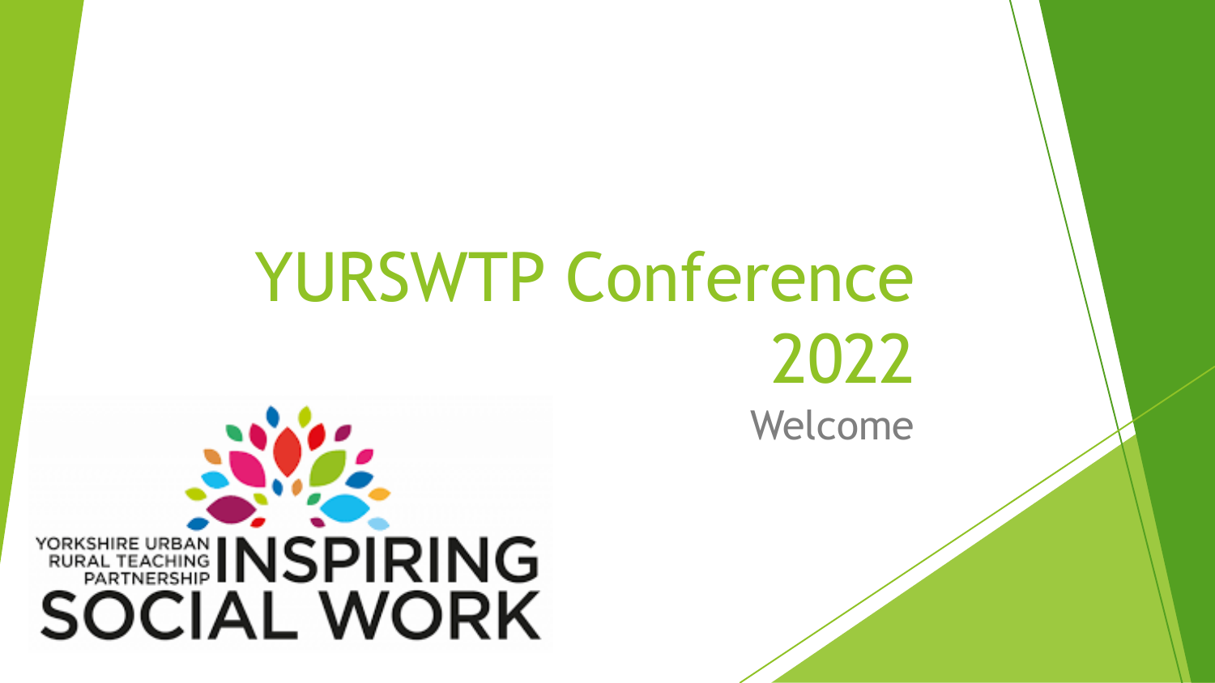# YURSWTP Conference 2022

Welcome

YORKSHIRE URBAN RURAL TEACHING PARTNERSHIP INSPIRING SOCIAL WORK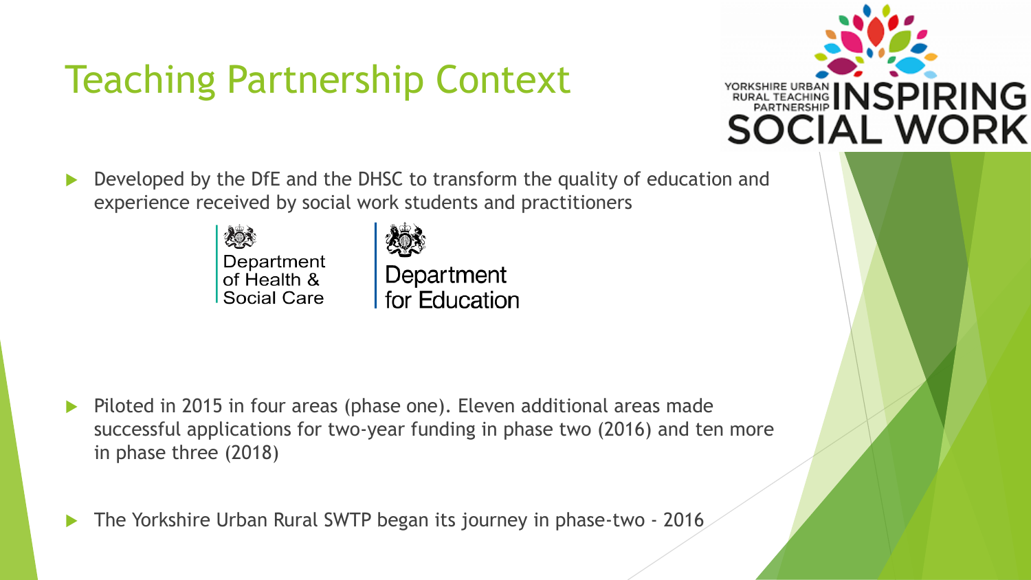# Teaching Partnership Context

- Developed by the DfE and the DHSC to transform the quality of education and experience received by social work students and practitioners

- Piloted in 2015 in four areas (phase one). Eleven additional areas made successful applications for two-year funding in phase two (2016) and ten more in phase three (2018)

- The Yorkshire Urban Rural SWTP began its journey in phase-two - 2016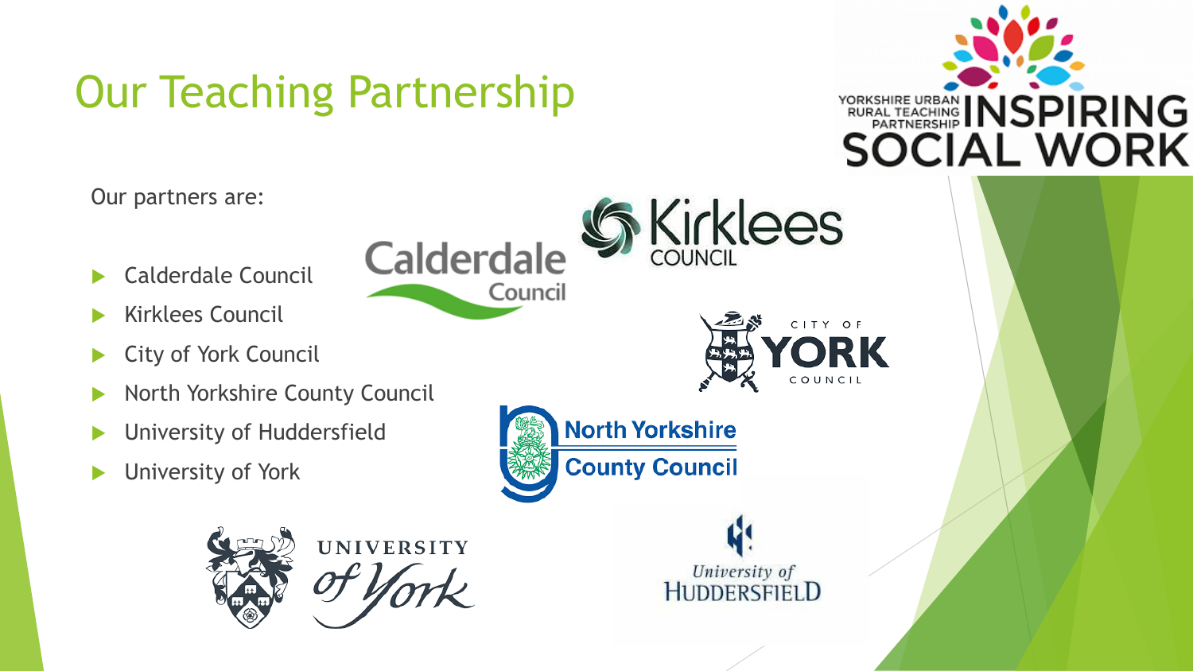# Our Teaching Partnership

Our partners are:

- Calderdale Council
- Kirklees Council
- City of York Council
- North Yorkshire County Council
- University of Huddersfield
- University of York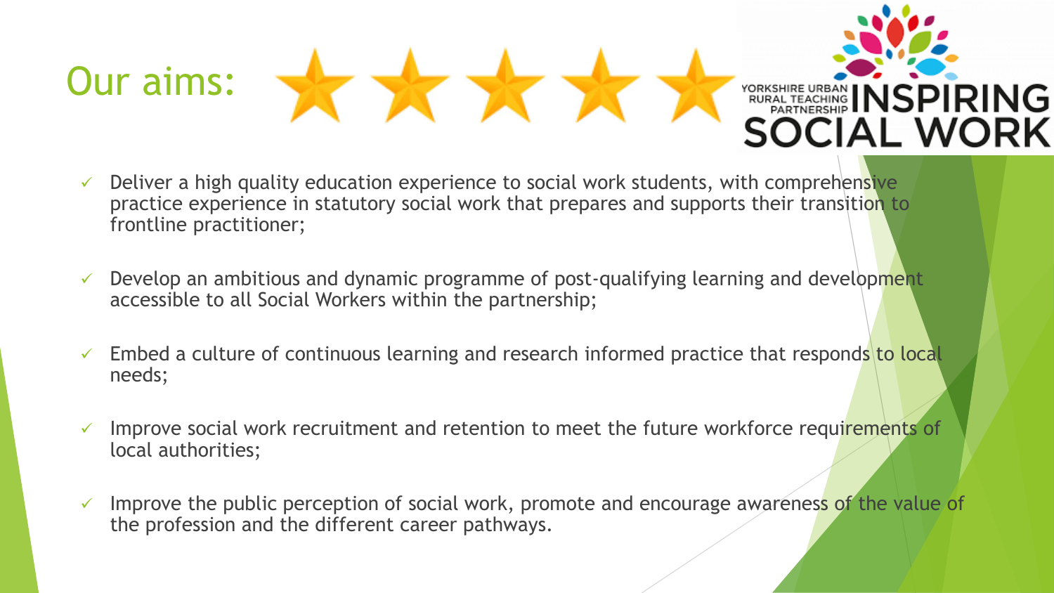# Our aims:

- Deliver a high quality education experience to social work students, with comprehensive practice experience in statutory social work that prepares and supports their transition to frontline practitioner;
- Develop an ambitious and dynamic programme of post-qualifying learning and development accessible to all Social Workers within the partnership;
- Embed a culture of continuous learning and research informed practice that responds to local needs;
- Improve social work recruitment and retention to meet the future workforce requirements of local authorities;
- Improve the public perception of social work, promote and encourage awareness of the value of the profession and the different career pathways.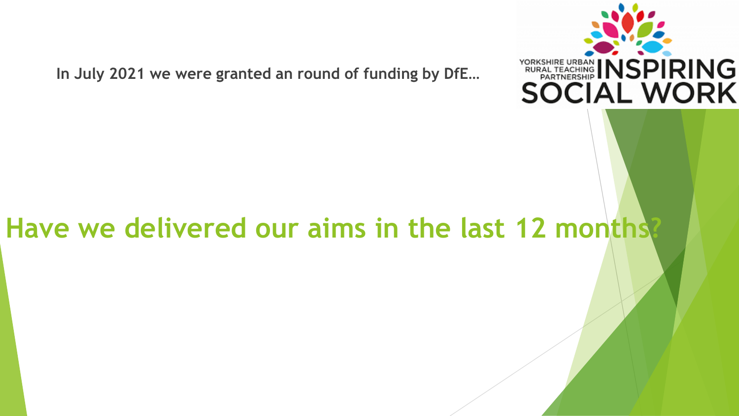**In July 2021 we were granted an round of funding by DfE…**

YORKSHIRE URBAN RURAL TEACHING PARTNERSHIP INSPIRING SOCIAL WORK

# Have we delivered our aims in the last 12 months?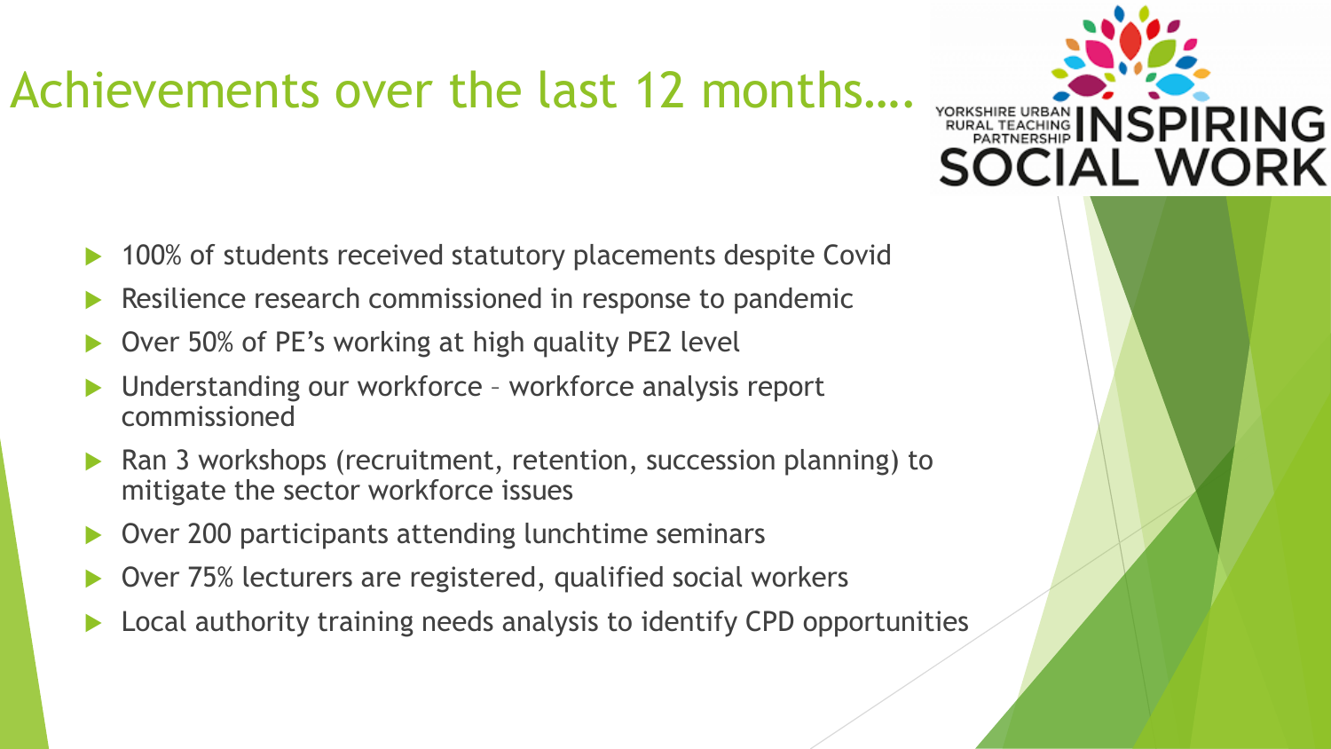# Achievements over the last 12 months….

YORKSHIRE URBAN RURAL TEACHING PARTNERSHIP INSPIRING SOCIAL WORK

- 100% of students received statutory placements despite Covid
- Resilience research commissioned in response to pandemic
- Over 50% of PE's working at high quality PE2 level
- Understanding our workforce – workforce analysis report commissioned
- Ran 3 workshops (recruitment, retention, succession planning) to mitigate the sector workforce issues
- Over 200 participants attending lunchtime seminars
- Over 75% lecturers are registered, qualified social workers
- Local authority training needs analysis to identify CPD opportunities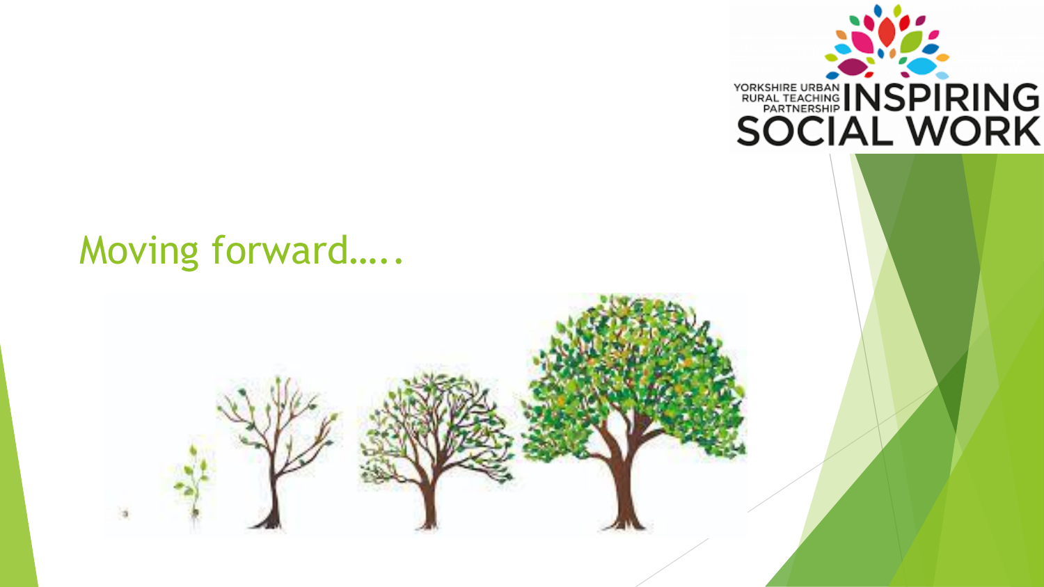# Moving forward…..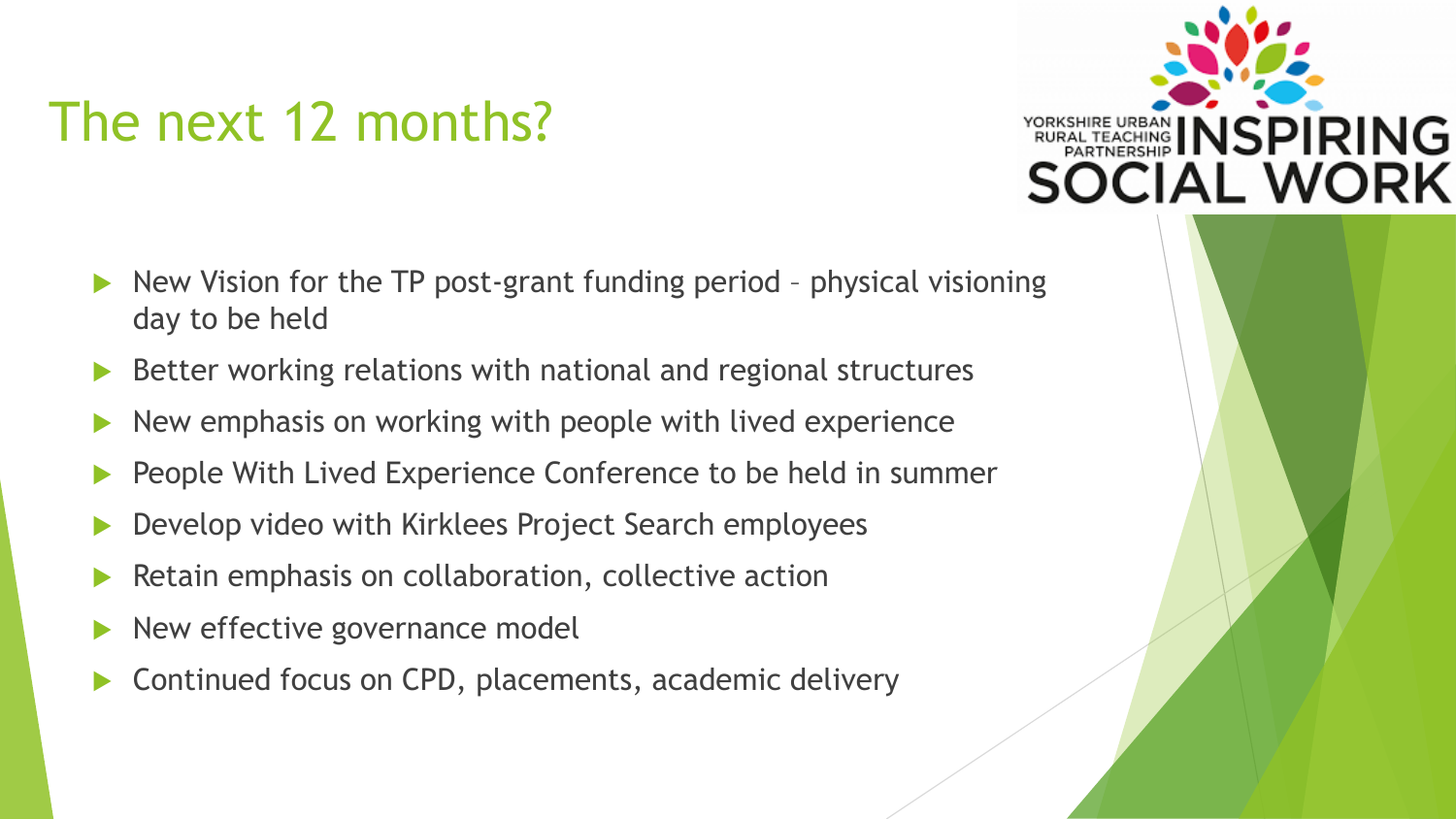# The next 12 months?

YORKSHIRE URBAN RURAL TEACHING PARTNERSHIP INSPIRING SOCIAL WORK

- New Vision for the TP post-grant funding period – physical visioning day to be held
- Better working relations with national and regional structures
- New emphasis on working with people with lived experience
- People With Lived Experience Conference to be held in summer
- Develop video with Kirklees Project Search employees
- Retain emphasis on collaboration, collective action
- New effective governance model
- Continued focus on CPD, placements, academic delivery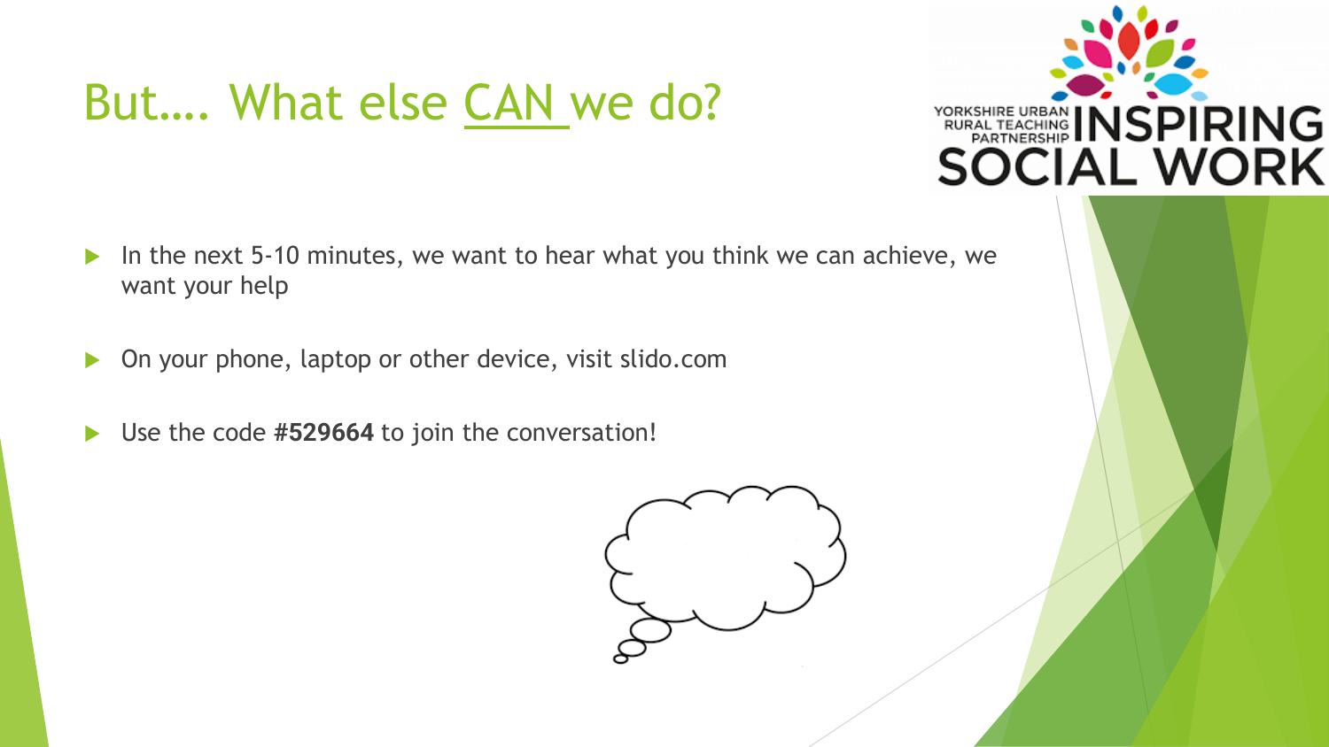# But…. What else CAN we do?

YORKSHIRE URBAN RURAL TEACHING PARTNERSHIP INSPIRING SOCIAL WORK

- In the next 5-10 minutes, we want to hear what you think we can achieve, we want your help
- On your phone, laptop or other device, visit slido.com
- Use the code **#529664** to join the conversation!